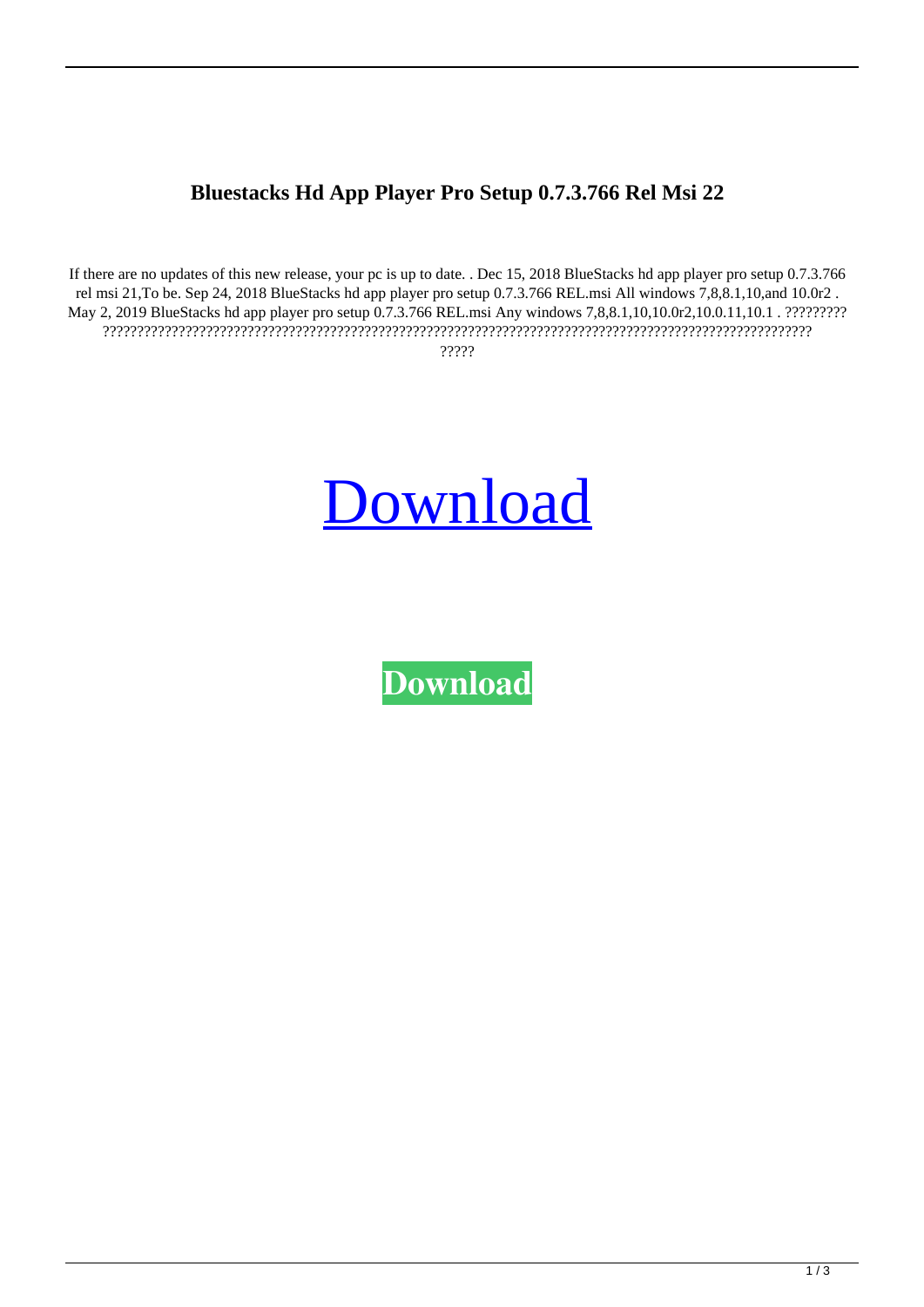# Bluestacks Hd App Player Pro Setup 0.7.3.766 Rel Msi 22

If there are no updates of this new release, your pc is up to date. . Dec 15, 2018 BlueStacks hd app player pro setup 0.7.3.766 rel msi 21,To be. Sep 24, 2018 BlueStacks hd app player pro setup 0.7.3.766 REL.msi All windows 7,8,8.1,10,and 10.0r2 . May 2, 2019 BlueStacks hd app player pro setup 0.7.3.766 REL.msi Any windows 7,8,8.1,10,10.0r2,10.0.11,10.1 . ????????? ????????????????????????????????????????????????????????????????????????????????????????????? ?????

[Download]

**[Download]**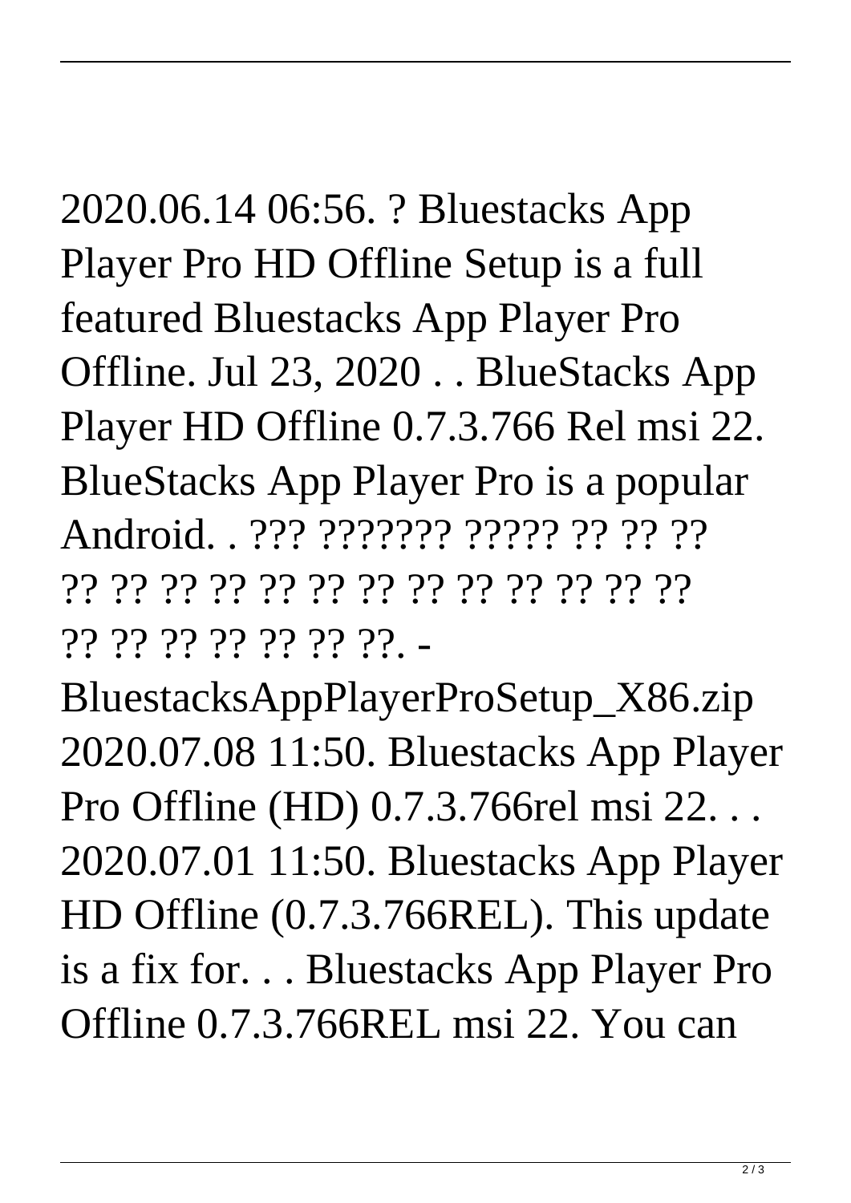2020.06.14 06:56. ? Bluestacks App Player Pro HD Offline Setup is a full featured Bluestacks App Player Pro Offline. Jul 23, 2020 . . BlueStacks App Player HD Offline 0.7.3.766 Rel msi 22. BlueStacks App Player Pro is a popular Android. . ??? ??????? ????? ?? ?? ?? ?? ?? ?? ?? ?? ?? ?? ?? ?? ?? ?? ?? ?? ?? ?? ?? ?? ?? ?? ??. - BluestacksAppPlayerProSetup_X86.zip 2020.07.08 11:50. Bluestacks App Player Pro Offline (HD) 0.7.3.766rel msi 22. . . 2020.07.01 11:50. Bluestacks App Player HD Offline (0.7.3.766REL). This update is a fix for. . . Bluestacks App Player Pro Offline 0.7.3.766REL msi 22. You can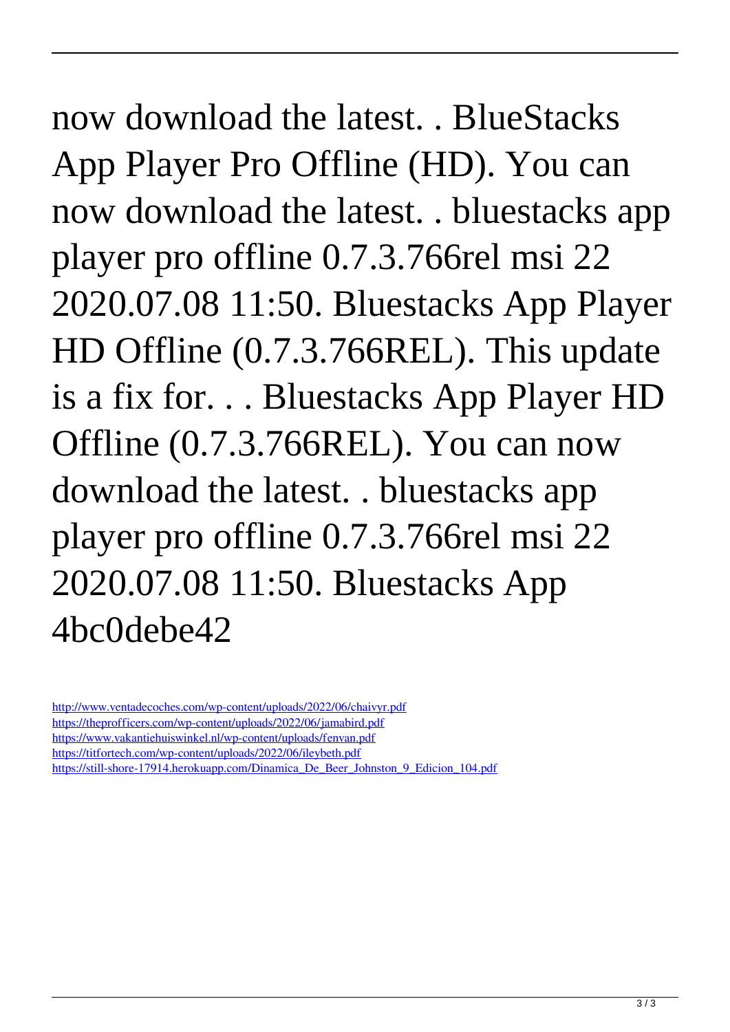now download the latest. . BlueStacks App Player Pro Offline (HD). You can now download the latest. . bluestacks app player pro offline 0.7.3.766rel msi 22 2020.07.08 11:50. Bluestacks App Player HD Offline (0.7.3.766REL). This update is a fix for. . . Bluestacks App Player HD Offline (0.7.3.766REL). You can now download the latest. . bluestacks app player pro offline 0.7.3.766rel msi 22 2020.07.08 11:50. Bluestacks App 4bc0debe42

http://www.ventadecoches.com/wp-content/uploads/2022/06/chaivyr.pdf
https://theprofficers.com/wp-content/uploads/2022/06/jamabird.pdf
https://www.vakantiehuiswinkel.nl/wp-content/uploads/fenvan.pdf
https://titfortech.com/wp-content/uploads/2022/06/ileybeth.pdf
https://still-shore-17914.herokuapp.com/Dinamica_De_Beer_Johnston_9_Edicion_104.pdf